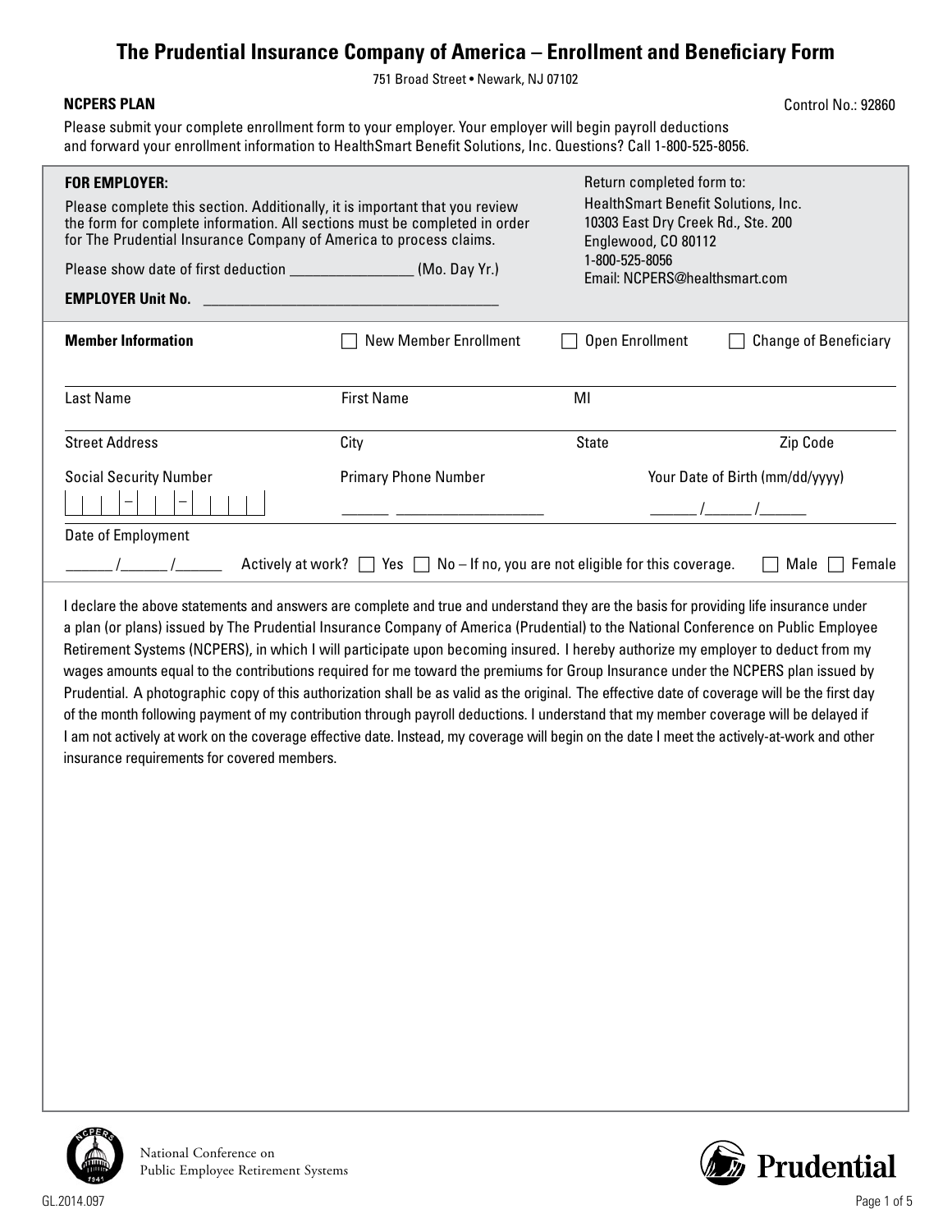# The Prudential Insurance Company of America – Enrollment and Beneficiary Form

751 Broad Street • Newark, NJ 07102

**NCPERS PLAN**

Control No.: 92860

Please submit your complete enrollment form to your employer. Your employer will begin payroll deductions and forward your enrollment information to HealthSmart Benefit Solutions, Inc. Questions? Call 1-800-525-8056.

**FOR EMPLOYER:**

Please complete this section. Additionally, it is important that you review the form for complete information. All sections must be completed in order for The Prudential Insurance Company of America to process claims.

Please show date of first deduction ________________ (Mo. Day Yr.)

**EMPLOYER Unit No.** ________________________________________

Return completed form to:
HealthSmart Benefit Solutions, Inc.
10303 East Dry Creek Rd., Ste. 200
Englewood, CO 80112
1-800-525-8056
Email: NCPERS@healthsmart.com

**Member Information** ☐ New Member Enrollment ☐ Open Enrollment ☐ Change of Beneficiary

| Last Name | First Name | MI | |
|---|---|---|---|
| Street Address | City | State | Zip Code |

Social Security Number: |_|_|_|–|_|_|–|_|_|_|_|

Primary Phone Number: ______ __________________

Your Date of Birth (mm/dd/yyyy): ______ /______ /______

Date of Employment: ______ /______ /______

Actively at work? ☐ Yes ☐ No – If no, you are not eligible for this coverage. ☐ Male ☐ Female

I declare the above statements and answers are complete and true and understand they are the basis for providing life insurance under a plan (or plans) issued by The Prudential Insurance Company of America (Prudential) to the National Conference on Public Employee Retirement Systems (NCPERS), in which I will participate upon becoming insured. I hereby authorize my employer to deduct from my wages amounts equal to the contributions required for me toward the premiums for Group Insurance under the NCPERS plan issued by Prudential. A photographic copy of this authorization shall be as valid as the original. The effective date of coverage will be the first day of the month following payment of my contribution through payroll deductions. I understand that my member coverage will be delayed if I am not actively at work on the coverage effective date. Instead, my coverage will begin on the date I meet the actively-at-work and other insurance requirements for covered members.

National Conference on Public Employee Retirement Systems

Prudential

GL.2014.097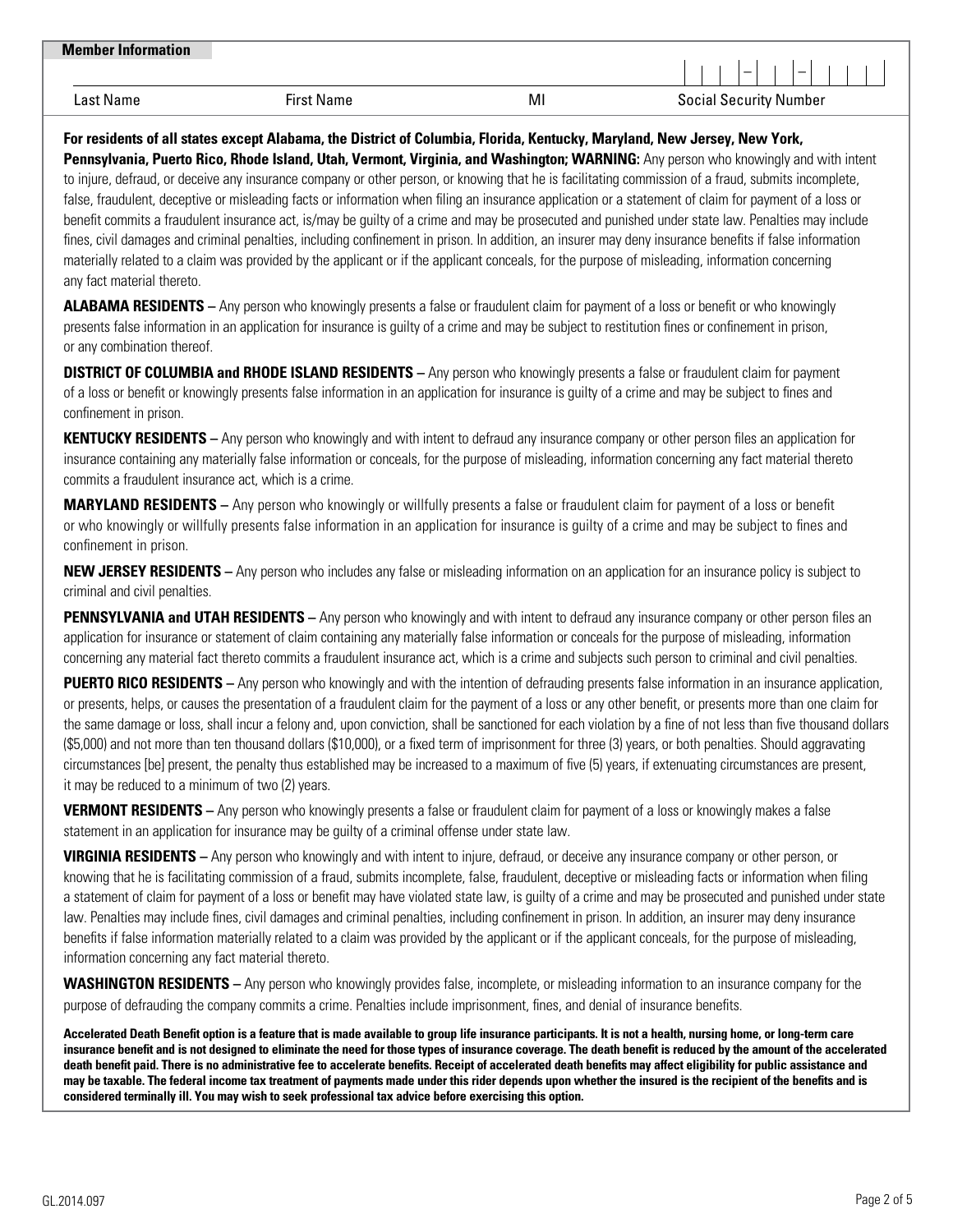**Member Information**

| Last Name | First Name | MI | Social Security Number |
|---|---|---|---|
| | | | \_ \_ \_ – \_ \_ – \_ \_ \_ \_ |

**For residents of all states except Alabama, the District of Columbia, Florida, Kentucky, Maryland, New Jersey, New York, Pennsylvania, Puerto Rico, Rhode Island, Utah, Vermont, Virginia, and Washington; WARNING:** Any person who knowingly and with intent to injure, defraud, or deceive any insurance company or other person, or knowing that he is facilitating commission of a fraud, submits incomplete, false, fraudulent, deceptive or misleading facts or information when filing an insurance application or a statement of claim for payment of a loss or benefit commits a fraudulent insurance act, is/may be guilty of a crime and may be prosecuted and punished under state law. Penalties may include fines, civil damages and criminal penalties, including confinement in prison. In addition, an insurer may deny insurance benefits if false information materially related to a claim was provided by the applicant or if the applicant conceals, for the purpose of misleading, information concerning any fact material thereto.

**ALABAMA RESIDENTS –** Any person who knowingly presents a false or fraudulent claim for payment of a loss or benefit or who knowingly presents false information in an application for insurance is guilty of a crime and may be subject to restitution fines or confinement in prison, or any combination thereof.

**DISTRICT OF COLUMBIA and RHODE ISLAND RESIDENTS –** Any person who knowingly presents a false or fraudulent claim for payment of a loss or benefit or knowingly presents false information in an application for insurance is guilty of a crime and may be subject to fines and confinement in prison.

**KENTUCKY RESIDENTS –** Any person who knowingly and with intent to defraud any insurance company or other person files an application for insurance containing any materially false information or conceals, for the purpose of misleading, information concerning any fact material thereto commits a fraudulent insurance act, which is a crime.

**MARYLAND RESIDENTS –** Any person who knowingly or willfully presents a false or fraudulent claim for payment of a loss or benefit or who knowingly or willfully presents false information in an application for insurance is guilty of a crime and may be subject to fines and confinement in prison.

**NEW JERSEY RESIDENTS –** Any person who includes any false or misleading information on an application for an insurance policy is subject to criminal and civil penalties.

**PENNSYLVANIA and UTAH RESIDENTS –** Any person who knowingly and with intent to defraud any insurance company or other person files an application for insurance or statement of claim containing any materially false information or conceals for the purpose of misleading, information concerning any material fact thereto commits a fraudulent insurance act, which is a crime and subjects such person to criminal and civil penalties.

**PUERTO RICO RESIDENTS –** Any person who knowingly and with the intention of defrauding presents false information in an insurance application, or presents, helps, or causes the presentation of a fraudulent claim for the payment of a loss or any other benefit, or presents more than one claim for the same damage or loss, shall incur a felony and, upon conviction, shall be sanctioned for each violation by a fine of not less than five thousand dollars ($5,000) and not more than ten thousand dollars ($10,000), or a fixed term of imprisonment for three (3) years, or both penalties. Should aggravating circumstances [be] present, the penalty thus established may be increased to a maximum of five (5) years, if extenuating circumstances are present, it may be reduced to a minimum of two (2) years.

**VERMONT RESIDENTS –** Any person who knowingly presents a false or fraudulent claim for payment of a loss or knowingly makes a false statement in an application for insurance may be guilty of a criminal offense under state law.

**VIRGINIA RESIDENTS –** Any person who knowingly and with intent to injure, defraud, or deceive any insurance company or other person, or knowing that he is facilitating commission of a fraud, submits incomplete, false, fraudulent, deceptive or misleading facts or information when filing a statement of claim for payment of a loss or benefit may have violated state law, is guilty of a crime and may be prosecuted and punished under state law. Penalties may include fines, civil damages and criminal penalties, including confinement in prison. In addition, an insurer may deny insurance benefits if false information materially related to a claim was provided by the applicant or if the applicant conceals, for the purpose of misleading, information concerning any fact material thereto.

**WASHINGTON RESIDENTS –** Any person who knowingly provides false, incomplete, or misleading information to an insurance company for the purpose of defrauding the company commits a crime. Penalties include imprisonment, fines, and denial of insurance benefits.

**Accelerated Death Benefit option is a feature that is made available to group life insurance participants. It is not a health, nursing home, or long-term care insurance benefit and is not designed to eliminate the need for those types of insurance coverage. The death benefit is reduced by the amount of the accelerated death benefit paid. There is no administrative fee to accelerate benefits. Receipt of accelerated death benefits may affect eligibility for public assistance and may be taxable. The federal income tax treatment of payments made under this rider depends upon whether the insured is the recipient of the benefits and is considered terminally ill. You may wish to seek professional tax advice before exercising this option.**

GL.2014.097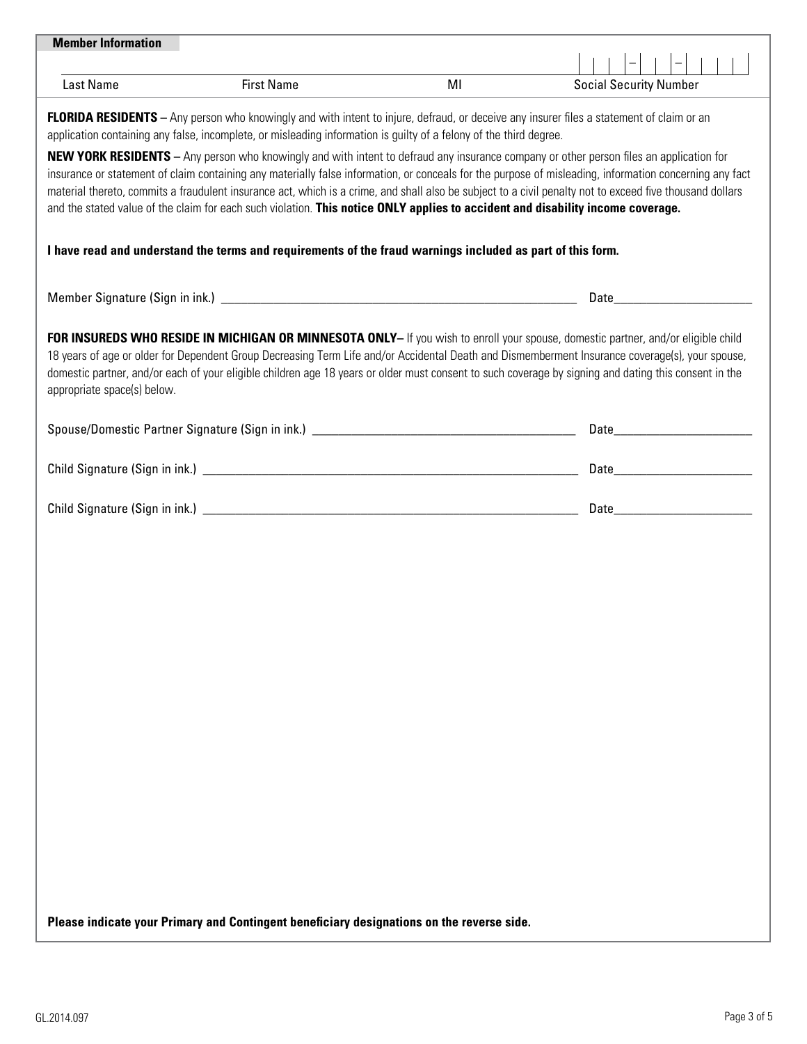**Member Information**

| Last Name | First Name | MI | Social Security Number |
|---|---|---|---|
| | | | ___ – __ – ____ |

**FLORIDA RESIDENTS –** Any person who knowingly and with intent to injure, defraud, or deceive any insurer files a statement of claim or an application containing any false, incomplete, or misleading information is guilty of a felony of the third degree.

**NEW YORK RESIDENTS –** Any person who knowingly and with intent to defraud any insurance company or other person files an application for insurance or statement of claim containing any materially false information, or conceals for the purpose of misleading, information concerning any fact material thereto, commits a fraudulent insurance act, which is a crime, and shall also be subject to a civil penalty not to exceed five thousand dollars and the stated value of the claim for each such violation. **This notice ONLY applies to accident and disability income coverage.**

**I have read and understand the terms and requirements of the fraud warnings included as part of this form.**

Member Signature (Sign in ink.) ____________________________________________ Date____________________

**FOR INSUREDS WHO RESIDE IN MICHIGAN OR MINNESOTA ONLY–** If you wish to enroll your spouse, domestic partner, and/or eligible child 18 years of age or older for Dependent Group Decreasing Term Life and/or Accidental Death and Dismemberment Insurance coverage(s), your spouse, domestic partner, and/or each of your eligible children age 18 years or older must consent to such coverage by signing and dating this consent in the appropriate space(s) below.

Spouse/Domestic Partner Signature (Sign in ink.) ________________________________ Date____________________

Child Signature (Sign in ink.) ____________________________________________ Date____________________

Child Signature (Sign in ink.) ____________________________________________ Date____________________

**Please indicate your Primary and Contingent beneficiary designations on the reverse side.**

GL.2014.097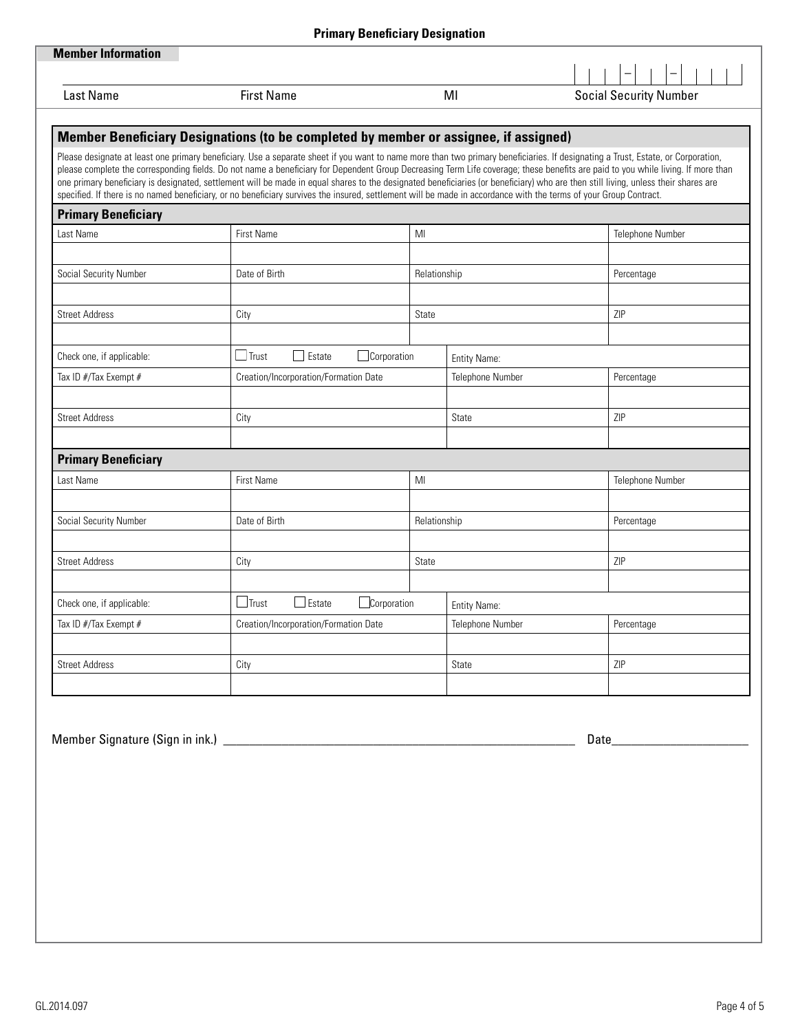# Primary Beneficiary Designation

## Member Information

| Last Name | First Name | MI | Social Security Number |
|---|---|---|---|
| | | | \_ \_ \_ – \_ \_ – \_ \_ \_ \_ |

## Member Beneficiary Designations (to be completed by member or assignee, if assigned)

Please designate at least one primary beneficiary. Use a separate sheet if you want to name more than two primary beneficiaries. If designating a Trust, Estate, or Corporation, please complete the corresponding fields. Do not name a beneficiary for Dependent Group Decreasing Term Life coverage; these benefits are paid to you while living. If more than one primary beneficiary is designated, settlement will be made in equal shares to the designated beneficiaries (or beneficiary) who are then still living, unless their shares are specified. If there is no named beneficiary, or no beneficiary survives the insured, settlement will be made in accordance with the terms of your Group Contract.

### Primary Beneficiary

| Last Name | First Name | MI | Telephone Number |
|---|---|---|---|
| | | | |
| **Social Security Number** | **Date of Birth** | **Relationship** | **Percentage** |
| | | | |
| **Street Address** | **City** | **State** | **ZIP** |
| | | | |

| Check one, if applicable: | ☐ Trust ☐ Estate ☐ Corporation | Entity Name: | |
|---|---|---|---|
| **Tax ID #/Tax Exempt #** | **Creation/Incorporation/Formation Date** | **Telephone Number** | **Percentage** |
| | | | |
| **Street Address** | **City** | **State** | **ZIP** |
| | | | |

### Primary Beneficiary

| Last Name | First Name | MI | Telephone Number |
|---|---|---|---|
| | | | |
| **Social Security Number** | **Date of Birth** | **Relationship** | **Percentage** |
| | | | |
| **Street Address** | **City** | **State** | **ZIP** |
| | | | |

| Check one, if applicable: | ☐ Trust ☐ Estate ☐ Corporation | Entity Name: | |
|---|---|---|---|
| **Tax ID #/Tax Exempt #** | **Creation/Incorporation/Formation Date** | **Telephone Number** | **Percentage** |
| | | | |
| **Street Address** | **City** | **State** | **ZIP** |
| | | | |

Member Signature (Sign in ink.) \_\_\_\_\_\_\_\_\_\_\_\_\_\_\_\_\_\_\_\_\_\_\_\_\_\_\_\_\_\_\_\_\_\_\_\_\_\_\_\_ Date\_\_\_\_\_\_\_\_\_\_\_\_\_\_\_\_\_\_

GL.2014.097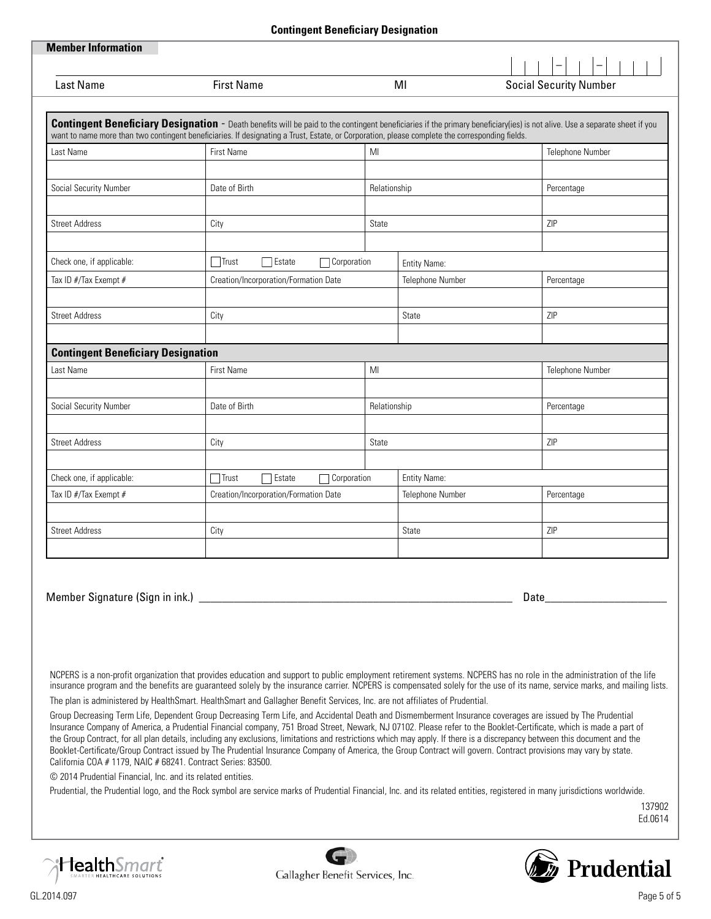**Contingent Beneficiary Designation**

**Member Information**

| Last Name | First Name | MI | Social Security Number |
|---|---|---|---|
| | | | ___ – __ – ____ |

**Contingent Beneficiary Designation** - Death benefits will be paid to the contingent beneficiaries if the primary beneficiary(ies) is not alive. Use a separate sheet if you want to name more than two contingent beneficiaries. If designating a Trust, Estate, or Corporation, please complete the corresponding fields.

| Last Name | First Name | MI | | Telephone Number |
|---|---|---|---|---|
| | | | | |
| Social Security Number | Date of Birth | Relationship | | Percentage |
| | | | | |
| Street Address | City | State | | ZIP |
| | | | | |
| Check one, if applicable: | ☐ Trust ☐ Estate ☐ Corporation | | Entity Name: | |
| Tax ID #/Tax Exempt # | Creation/Incorporation/Formation Date | | Telephone Number | Percentage |
| | | | | |
| Street Address | City | | State | ZIP |
| | | | | |

**Contingent Beneficiary Designation**

| Last Name | First Name | MI | | Telephone Number |
|---|---|---|---|---|
| | | | | |
| Social Security Number | Date of Birth | Relationship | | Percentage |
| | | | | |
| Street Address | City | State | | ZIP |
| | | | | |
| Check one, if applicable: | ☐ Trust ☐ Estate ☐ Corporation | | Entity Name: | |
| Tax ID #/Tax Exempt # | Creation/Incorporation/Formation Date | | Telephone Number | Percentage |
| | | | | |
| Street Address | City | | State | ZIP |
| | | | | |

Member Signature (Sign in ink.) ______________________________ Date____________________

NCPERS is a non-profit organization that provides education and support to public employment retirement systems. NCPERS has no role in the administration of the life insurance program and the benefits are guaranteed solely by the insurance carrier. NCPERS is compensated solely for the use of its name, service marks, and mailing lists.

The plan is administered by HealthSmart. HealthSmart and Gallagher Benefit Services, Inc. are not affiliates of Prudential.

Group Decreasing Term Life, Dependent Group Decreasing Term Life, and Accidental Death and Dismemberment Insurance coverages are issued by The Prudential Insurance Company of America, a Prudential Financial company, 751 Broad Street, Newark, NJ 07102. Please refer to the Booklet-Certificate, which is made a part of the Group Contract, for all plan details, including any exclusions, limitations and restrictions which may apply. If there is a discrepancy between this document and the Booklet-Certificate/Group Contract issued by The Prudential Insurance Company of America, the Group Contract will govern. Contract provisions may vary by state. California COA # 1179, NAIC # 68241. Contract Series: 83500.

© 2014 Prudential Financial, Inc. and its related entities.

Prudential, the Prudential logo, and the Rock symbol are service marks of Prudential Financial, Inc. and its related entities, registered in many jurisdictions worldwide.

137902
Ed.0614

HealthSmart — Smarter Healthcare Solutions

Gallagher Benefit Services, Inc.

Prudential

GL.2014.097